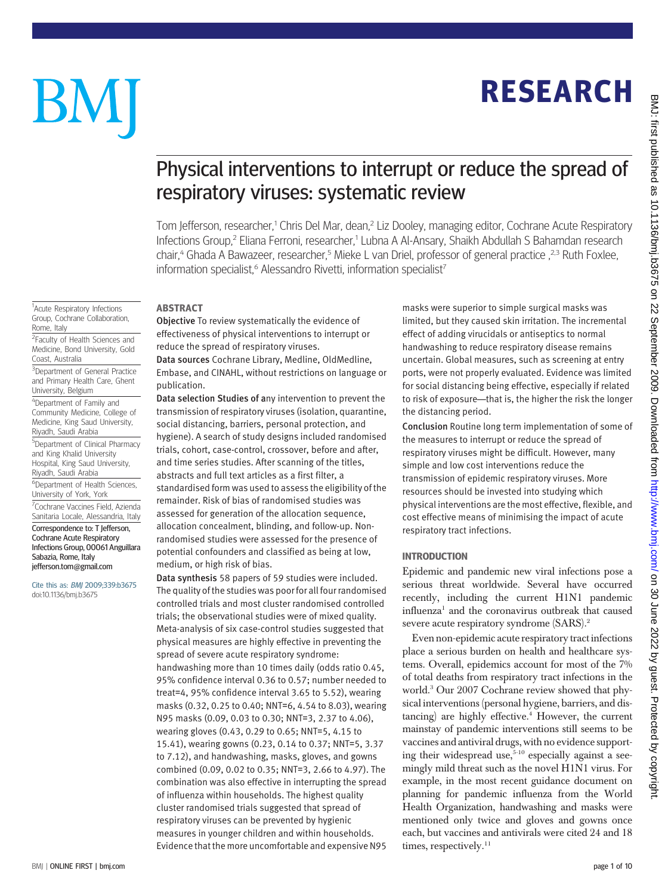# Physical interventions to interrupt or reduce the spread of respiratory viruses: systematic review

Tom Jefferson, researcher,[1] Chris Del Mar, dean,[2] Liz Dooley, managing editor, Cochrane Acute Respiratory Infections Group,[2] Eliana Ferroni, researcher,[1] Lubna A Al-Ansary, Shaikh Abdullah S Bahamdan research chair,[4] Ghada A Bawazeer, researcher,[5] Mieke L van Driel, professor of general practice ,[2,3] Ruth Foxlee, information specialist,[6] Alessandro Rivetti, information specialist[7]

[1]Acute Respiratory Infections Group, Cochrane Collaboration, Rome, Italy

[2]Faculty of Health Sciences and Medicine, Bond University, Gold Coast, Australia

[3]Department of General Practice and Primary Health Care, Ghent University, Belgium

[4]Department of Family and Community Medicine, College of Medicine, King Saud University, Riyadh, Saudi Arabia

[5]Department of Clinical Pharmacy and King Khalid University Hospital, King Saud University, Riyadh, Saudi Arabia

[6]Department of Health Sciences, University of York, York

[7]Cochrane Vaccines Field, Azienda Sanitaria Locale, Alessandria, Italy

Correspondence to: T Jefferson, Cochrane Acute Respiratory Infections Group, 00061 Anguillara Sabazia, Rome, Italy jefferson.tom@gmail.com

Cite this as: *BMJ* 2009;339:b3675 doi:10.1136/bmj.b3675

## ABSTRACT

**Objective** To review systematically the evidence of effectiveness of physical interventions to interrupt or reduce the spread of respiratory viruses.

**Data sources** Cochrane Library, Medline, OldMedline, Embase, and CINAHL, without restrictions on language or publication.

**Data selection** Studies of any intervention to prevent the transmission of respiratory viruses (isolation, quarantine, social distancing, barriers, personal protection, and hygiene). A search of study designs included randomised trials, cohort, case-control, crossover, before and after, and time series studies. After scanning of the titles, abstracts and full text articles as a first filter, a standardised form was used to assess the eligibility of the remainder. Risk of bias of randomised studies was assessed for generation of the allocation sequence, allocation concealment, blinding, and follow-up. Non-randomised studies were assessed for the presence of potential confounders and classified as being at low, medium, or high risk of bias.

**Data synthesis** 58 papers of 59 studies were included. The quality of the studies was poor for all four randomised controlled trials and most cluster randomised controlled trials; the observational studies were of mixed quality. Meta-analysis of six case-control studies suggested that physical measures are highly effective in preventing the spread of severe acute respiratory syndrome: handwashing more than 10 times daily (odds ratio 0.45, 95% confidence interval 0.36 to 0.57; number needed to treat=4, 95% confidence interval 3.65 to 5.52), wearing masks (0.32, 0.25 to 0.40; NNT=6, 4.54 to 8.03), wearing N95 masks (0.09, 0.03 to 0.30; NNT=3, 2.37 to 4.06), wearing gloves (0.43, 0.29 to 0.65; NNT=5, 4.15 to 15.41), wearing gowns (0.23, 0.14 to 0.37; NNT=5, 3.37 to 7.12), and handwashing, masks, gloves, and gowns combined (0.09, 0.02 to 0.35; NNT=3, 2.66 to 4.97). The combination was also effective in interrupting the spread of influenza within households. The highest quality cluster randomised trials suggested that spread of respiratory viruses can be prevented by hygienic measures in younger children and within households. Evidence that the more uncomfortable and expensive N95 masks were superior to simple surgical masks was limited, but they caused skin irritation. The incremental effect of adding virucidals or antiseptics to normal handwashing to reduce respiratory disease remains uncertain. Global measures, such as screening at entry ports, were not properly evaluated. Evidence was limited for social distancing being effective, especially if related to risk of exposure—that is, the higher the risk the longer the distancing period.

**Conclusion** Routine long term implementation of some of the measures to interrupt or reduce the spread of respiratory viruses might be difficult. However, many simple and low cost interventions reduce the transmission of epidemic respiratory viruses. More resources should be invested into studying which physical interventions are the most effective, flexible, and cost effective means of minimising the impact of acute respiratory tract infections.

## INTRODUCTION

Epidemic and pandemic new viral infections pose a serious threat worldwide. Several have occurred recently, including the current H1N1 pandemic influenza[1] and the coronavirus outbreak that caused severe acute respiratory syndrome (SARS).[2]

Even non-epidemic acute respiratory tract infections place a serious burden on health and healthcare systems. Overall, epidemics account for most of the 7% of total deaths from respiratory tract infections in the world.[3] Our 2007 Cochrane review showed that physical interventions (personal hygiene, barriers, and distancing) are highly effective.[4] However, the current mainstay of pandemic interventions still seems to be vaccines and antiviral drugs, with no evidence supporting their widespread use,[5-10] especially against a seemingly mild threat such as the novel H1N1 virus. For example, in the most recent guidance document on planning for pandemic influenza from the World Health Organization, handwashing and masks were mentioned only twice and gloves and gowns once each, but vaccines and antivirals were cited 24 and 18 times, respectively.[11]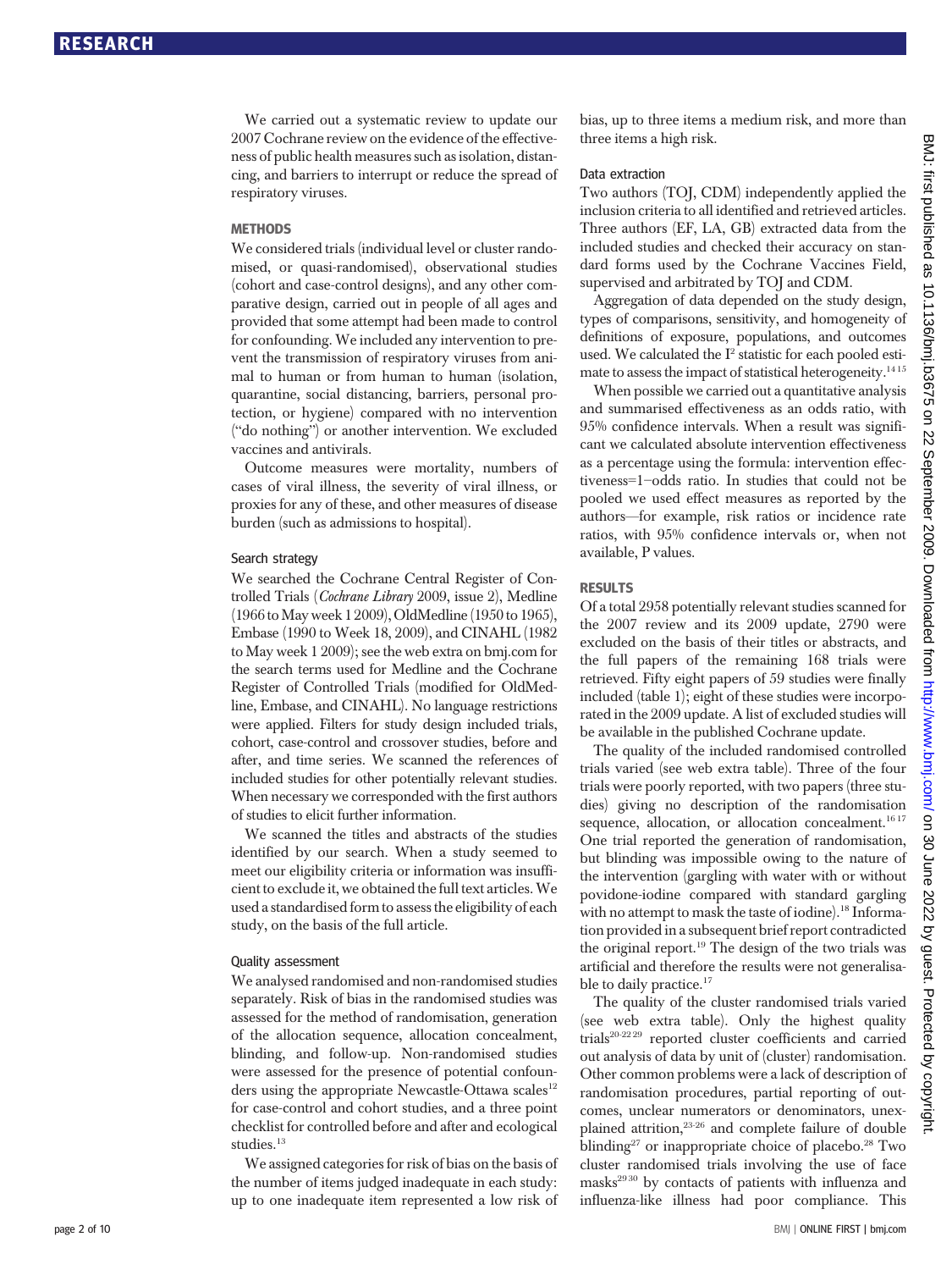We carried out a systematic review to update our 2007 Cochrane review on the evidence of the effectiveness of public health measures such as isolation, distancing, and barriers to interrupt or reduce the spread of respiratory viruses.

## METHODS

We considered trials (individual level or cluster randomised, or quasi-randomised), observational studies (cohort and case-control designs), and any other comparative design, carried out in people of all ages and provided that some attempt had been made to control for confounding. We included any intervention to prevent the transmission of respiratory viruses from animal to human or from human to human (isolation, quarantine, social distancing, barriers, personal protection, or hygiene) compared with no intervention ("do nothing") or another intervention. We excluded vaccines and antivirals.

Outcome measures were mortality, numbers of cases of viral illness, the severity of viral illness, or proxies for any of these, and other measures of disease burden (such as admissions to hospital).

### Search strategy

We searched the Cochrane Central Register of Controlled Trials (*Cochrane Library* 2009, issue 2), Medline (1966 to May week 1 2009), OldMedline (1950 to 1965), Embase (1990 to Week 18, 2009), and CINAHL (1982 to May week 1 2009); see the web extra on bmj.com for the search terms used for Medline and the Cochrane Register of Controlled Trials (modified for OldMedline, Embase, and CINAHL). No language restrictions were applied. Filters for study design included trials, cohort, case-control and crossover studies, before and after, and time series. We scanned the references of included studies for other potentially relevant studies. When necessary we corresponded with the first authors of studies to elicit further information.

We scanned the titles and abstracts of the studies identified by our search. When a study seemed to meet our eligibility criteria or information was insufficient to exclude it, we obtained the full text articles. We used a standardised form to assess the eligibility of each study, on the basis of the full article.

### Quality assessment

We analysed randomised and non-randomised studies separately. Risk of bias in the randomised studies was assessed for the method of randomisation, generation of the allocation sequence, allocation concealment, blinding, and follow-up. Non-randomised studies were assessed for the presence of potential confounders using the appropriate Newcastle-Ottawa scales[12] for case-control and cohort studies, and a three point checklist for controlled before and after and ecological studies.[13]

We assigned categories for risk of bias on the basis of the number of items judged inadequate in each study: up to one inadequate item represented a low risk of bias, up to three items a medium risk, and more than three items a high risk.

### Data extraction

Two authors (TOJ, CDM) independently applied the inclusion criteria to all identified and retrieved articles. Three authors (EF, LA, GB) extracted data from the included studies and checked their accuracy on standard forms used by the Cochrane Vaccines Field, supervised and arbitrated by TOJ and CDM.

Aggregation of data depended on the study design, types of comparisons, sensitivity, and homogeneity of definitions of exposure, populations, and outcomes used. We calculated the $I^2$ statistic for each pooled estimate to assess the impact of statistical heterogeneity.[14,15]

When possible we carried out a quantitative analysis and summarised effectiveness as an odds ratio, with 95% confidence intervals. When a result was significant we calculated absolute intervention effectiveness as a percentage using the formula: intervention effectiveness=1−odds ratio. In studies that could not be pooled we used effect measures as reported by the authors—for example, risk ratios or incidence rate ratios, with 95% confidence intervals or, when not available, P values.

## RESULTS

Of a total 2958 potentially relevant studies scanned for the 2007 review and its 2009 update, 2790 were excluded on the basis of their titles or abstracts, and the full papers of the remaining 168 trials were retrieved. Fifty eight papers of 59 studies were finally included (table 1); eight of these studies were incorporated in the 2009 update. A list of excluded studies will be available in the published Cochrane update.

The quality of the included randomised controlled trials varied (see web extra table). Three of the four trials were poorly reported, with two papers (three studies) giving no description of the randomisation sequence, allocation, or allocation concealment.[16,17] One trial reported the generation of randomisation, but blinding was impossible owing to the nature of the intervention (gargling with water with or without povidone-iodine compared with standard gargling with no attempt to mask the taste of iodine).[18] Information provided in a subsequent brief report contradicted the original report.[19] The design of the two trials was artificial and therefore the results were not generalisable to daily practice.[17]

The quality of the cluster randomised trials varied (see web extra table). Only the highest quality trials[20-22,29] reported cluster coefficients and carried out analysis of data by unit of (cluster) randomisation. Other common problems were a lack of description of randomisation procedures, partial reporting of outcomes, unclear numerators or denominators, unexplained attrition,[23-26] and complete failure of double blinding[27] or inappropriate choice of placebo.[28] Two cluster randomised trials involving the use of face masks[29,30] by contacts of patients with influenza and influenza-like illness had poor compliance. This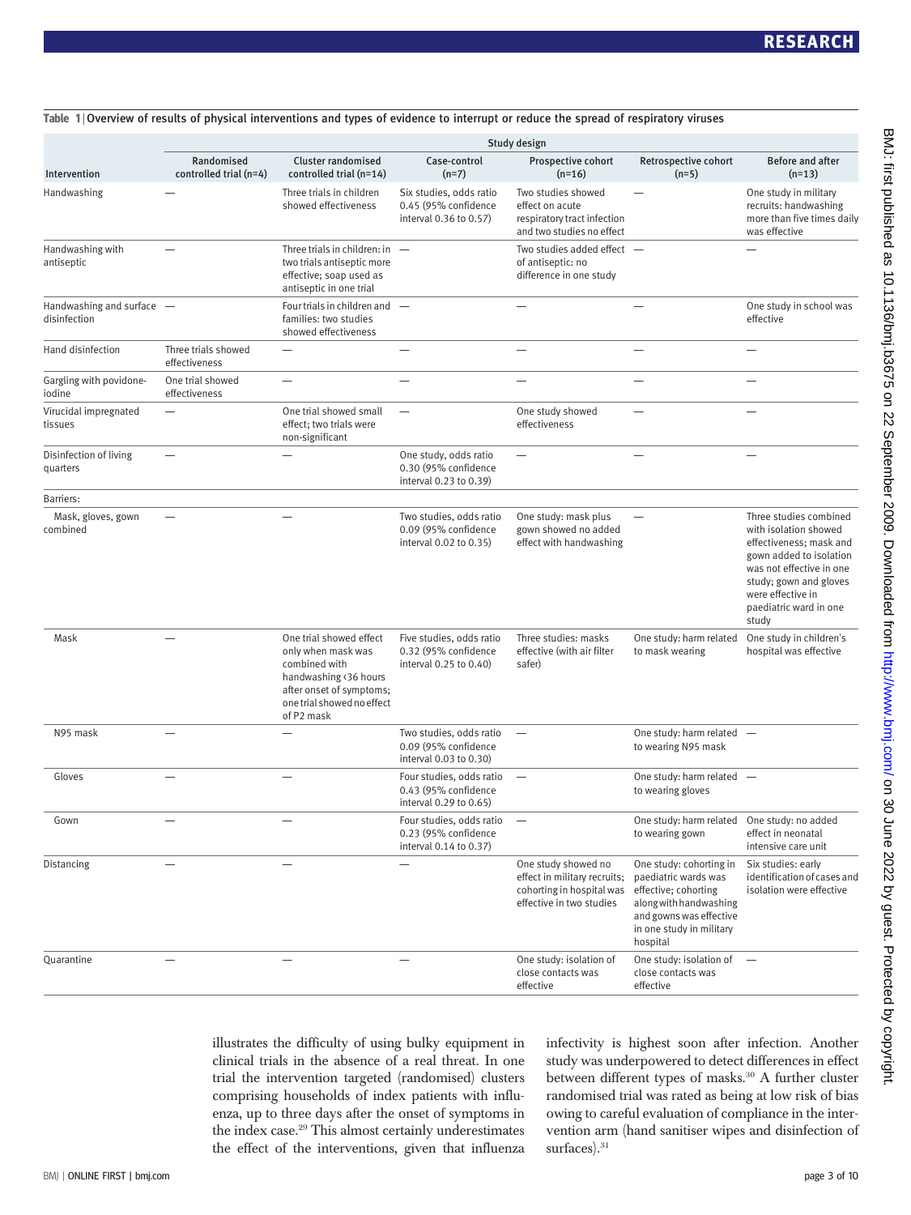**Table 1** | Overview of results of physical interventions and types of evidence to interrupt or reduce the spread of respiratory viruses

| Intervention | Study design | | | | | |
|---|---|---|---|---|---|---|
| | Randomised controlled trial (n=4) | Cluster randomised controlled trial (n=14) | Case-control (n=7) | Prospective cohort (n=16) | Retrospective cohort (n=5) | Before and after (n=13) |
| Handwashing | — | Three trials in children showed effectiveness | Six studies, odds ratio 0.45 (95% confidence interval 0.36 to 0.57) | Two studies showed effect on acute respiratory tract infection and two studies no effect | — | One study in military recruits: handwashing more than five times daily was effective |
| Handwashing with antiseptic | — | Three trials in children: in two trials antiseptic more effective; soap used as antiseptic in one trial | — | Two studies added effect of antiseptic: no difference in one study | — | — |
| Handwashing and surface disinfection | — | Four trials in children and families: two studies showed effectiveness | — | — | — | One study in school was effective |
| Hand disinfection | Three trials showed effectiveness | — | — | — | — | — |
| Gargling with povidone-iodine | One trial showed effectiveness | — | — | — | — | — |
| Virucidal impregnated tissues | — | One trial showed small effect; two trials were non-significant | — | One study showed effectiveness | — | — |
| Disinfection of living quarters | — | — | One study, odds ratio 0.30 (95% confidence interval 0.23 to 0.39) | — | — | — |
| Barriers: | | | | | | |
| Mask, gloves, gown combined | — | — | Two studies, odds ratio 0.09 (95% confidence interval 0.02 to 0.35) | One study: mask plus gown showed no added effect with handwashing | — | Three studies combined with isolation showed effectiveness; mask and gown added to isolation was not effective in one study; gown and gloves were effective in paediatric ward in one study |
| Mask | — | One trial showed effect only when mask was combined with handwashing <36 hours after onset of symptoms; one trial showed no effect of P2 mask | Five studies, odds ratio 0.32 (95% confidence interval 0.25 to 0.40) | Three studies: masks effective (with air filter safer) | One study: harm related to mask wearing | One study in children's hospital was effective |
| N95 mask | — | — | Two studies, odds ratio 0.09 (95% confidence interval 0.03 to 0.30) | — | One study: harm related to wearing N95 mask | — |
| Gloves | — | — | Four studies, odds ratio 0.43 (95% confidence interval 0.29 to 0.65) | — | One study: harm related to wearing gloves | — |
| Gown | — | — | Four studies, odds ratio 0.23 (95% confidence interval 0.14 to 0.37) | — | One study: harm related to wearing gown | One study: no added effect in neonatal intensive care unit |
| Distancing | — | — | — | One study showed no effect in military recruits; cohorting in hospital was effective in two studies | One study: cohorting in paediatric wards was effective; cohorting along with handwashing and gowns was effective in one study in military hospital | Six studies: early identification of cases and isolation were effective |
| Quarantine | — | — | — | One study: isolation of close contacts was effective | One study: isolation of close contacts was effective | — |

illustrates the difficulty of using bulky equipment in clinical trials in the absence of a real threat. In one trial the intervention targeted (randomised) clusters comprising households of index patients with influenza, up to three days after the onset of symptoms in the index case.[29] This almost certainly underestimates the effect of the interventions, given that influenza infectivity is highest soon after infection. Another study was underpowered to detect differences in effect between different types of masks.[30] A further cluster randomised trial was rated as being at low risk of bias owing to careful evaluation of compliance in the intervention arm (hand sanitiser wipes and disinfection of surfaces).[31]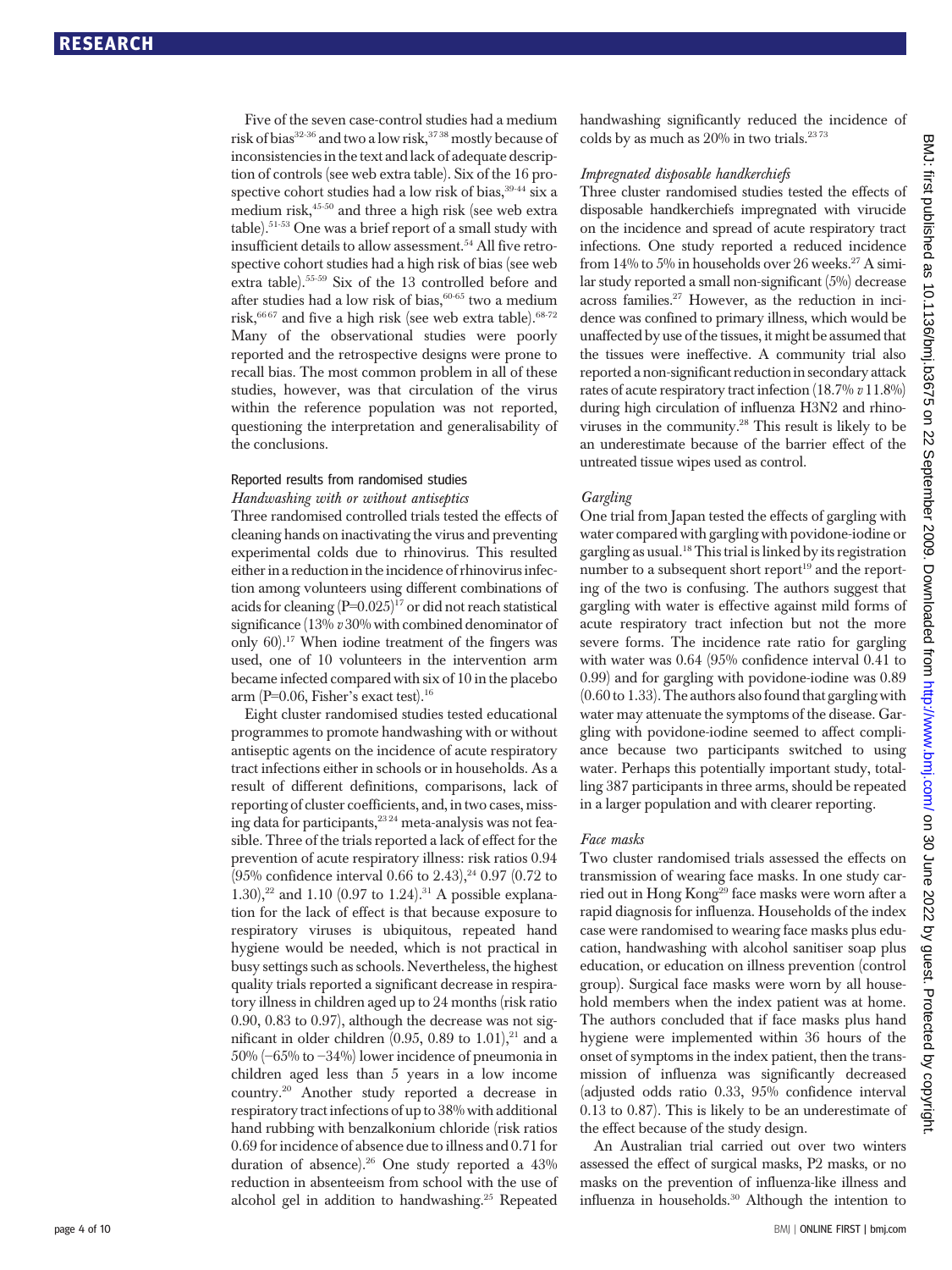Five of the seven case-control studies had a medium risk of bias[32-36] and two a low risk,[37 38] mostly because of inconsistencies in the text and lack of adequate description of controls (see web extra table). Six of the 16 prospective cohort studies had a low risk of bias,[39-44] six a medium risk,[45-50] and three a high risk (see web extra table).[51-53] One was a brief report of a small study with insufficient details to allow assessment.[54] All five retrospective cohort studies had a high risk of bias (see web extra table).[55-59] Six of the 13 controlled before and after studies had a low risk of bias,[60-65] two a medium risk,[66 67] and five a high risk (see web extra table).[68-72] Many of the observational studies were poorly reported and the retrospective designs were prone to recall bias. The most common problem in all of these studies, however, was that circulation of the virus within the reference population was not reported, questioning the interpretation and generalisability of the conclusions.

### Reported results from randomised studies

#### *Handwashing with or without antiseptics*

Three randomised controlled trials tested the effects of cleaning hands on inactivating the virus and preventing experimental colds due to rhinovirus. This resulted either in a reduction in the incidence of rhinovirus infection among volunteers using different combinations of acids for cleaning (P=0.025)[17] or did not reach statistical significance (13% *v* 30% with combined denominator of only 60).[17] When iodine treatment of the fingers was used, one of 10 volunteers in the intervention arm became infected compared with six of 10 in the placebo arm (P=0.06, Fisher's exact test).[16]

Eight cluster randomised studies tested educational programmes to promote handwashing with or without antiseptic agents on the incidence of acute respiratory tract infections either in schools or in households. As a result of different definitions, comparisons, lack of reporting of cluster coefficients, and, in two cases, missing data for participants,[23 24] meta-analysis was not feasible. Three of the trials reported a lack of effect for the prevention of acute respiratory illness: risk ratios 0.94 (95% confidence interval 0.66 to 2.43),[24] 0.97 (0.72 to 1.30),[22] and 1.10 (0.97 to 1.24).[31] A possible explanation for the lack of effect is that because exposure to respiratory viruses is ubiquitous, repeated hand hygiene would be needed, which is not practical in busy settings such as schools. Nevertheless, the highest quality trials reported a significant decrease in respiratory illness in children aged up to 24 months (risk ratio 0.90, 0.83 to 0.97), although the decrease was not significant in older children (0.95, 0.89 to 1.01),[21] and a 50% (−65% to −34%) lower incidence of pneumonia in children aged less than 5 years in a low income country.[20] Another study reported a decrease in respiratory tract infections of up to 38% with additional hand rubbing with benzalkonium chloride (risk ratios 0.69 for incidence of absence due to illness and 0.71 for duration of absence).[26] One study reported a 43% reduction in absenteeism from school with the use of alcohol gel in addition to handwashing.[25] Repeated handwashing significantly reduced the incidence of colds by as much as 20% in two trials.[23 73]

#### *Impregnated disposable handkerchiefs*

Three cluster randomised studies tested the effects of disposable handkerchiefs impregnated with virucide on the incidence and spread of acute respiratory tract infections. One study reported a reduced incidence from 14% to 5% in households over 26 weeks.[27] A similar study reported a small non-significant (5%) decrease across families.[27] However, as the reduction in incidence was confined to primary illness, which would be unaffected by use of the tissues, it might be assumed that the tissues were ineffective. A community trial also reported a non-significant reduction in secondary attack rates of acute respiratory tract infection (18.7% *v* 11.8%) during high circulation of influenza H3N2 and rhinoviruses in the community.[28] This result is likely to be an underestimate because of the barrier effect of the untreated tissue wipes used as control.

#### *Gargling*

One trial from Japan tested the effects of gargling with water compared with gargling with povidone-iodine or gargling as usual.[18] This trial is linked by its registration number to a subsequent short report[19] and the reporting of the two is confusing. The authors suggest that gargling with water is effective against mild forms of acute respiratory tract infection but not the more severe forms. The incidence rate ratio for gargling with water was 0.64 (95% confidence interval 0.41 to 0.99) and for gargling with povidone-iodine was 0.89 (0.60 to 1.33). The authors also found that gargling with water may attenuate the symptoms of the disease. Gargling with povidone-iodine seemed to affect compliance because two participants switched to using water. Perhaps this potentially important study, totalling 387 participants in three arms, should be repeated in a larger population and with clearer reporting.

#### *Face masks*

Two cluster randomised trials assessed the effects on transmission of wearing face masks. In one study carried out in Hong Kong[29] face masks were worn after a rapid diagnosis for influenza. Households of the index case were randomised to wearing face masks plus education, handwashing with alcohol sanitiser soap plus education, or education on illness prevention (control group). Surgical face masks were worn by all household members when the index patient was at home. The authors concluded that if face masks plus hand hygiene were implemented within 36 hours of the onset of symptoms in the index patient, then the transmission of influenza was significantly decreased (adjusted odds ratio 0.33, 95% confidence interval 0.13 to 0.87). This is likely to be an underestimate of the effect because of the study design.

An Australian trial carried out over two winters assessed the effect of surgical masks, P2 masks, or no masks on the prevention of influenza-like illness and influenza in households.[30] Although the intention to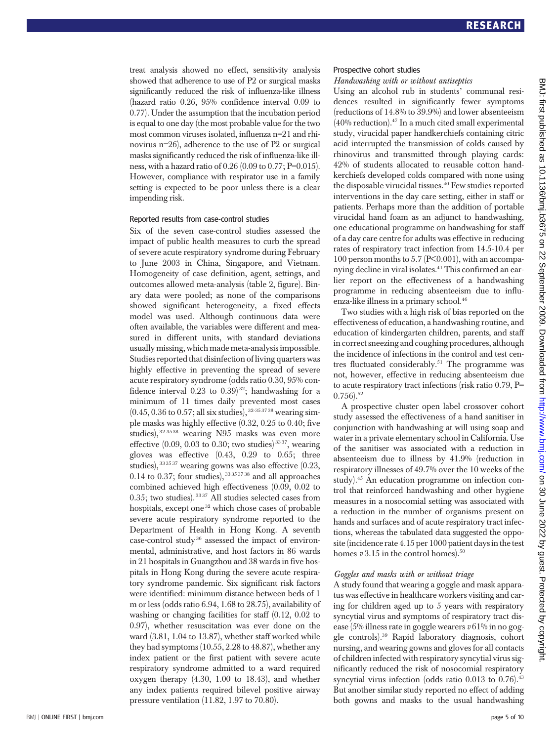treat analysis showed no effect, sensitivity analysis showed that adherence to use of P2 or surgical masks significantly reduced the risk of influenza-like illness (hazard ratio 0.26, 95% confidence interval 0.09 to 0.77). Under the assumption that the incubation period is equal to one day (the most probable value for the two most common viruses isolated, influenza n=21 and rhinovirus n=26), adherence to the use of P2 or surgical masks significantly reduced the risk of influenza-like illness, with a hazard ratio of 0.26 (0.09 to 0.77; P=0.015). However, compliance with respirator use in a family setting is expected to be poor unless there is a clear impending risk.

### Reported results from case-control studies

Six of the seven case-control studies assessed the impact of public health measures to curb the spread of severe acute respiratory syndrome during February to June 2003 in China, Singapore, and Vietnam. Homogeneity of case definition, agent, settings, and outcomes allowed meta-analysis (table 2, figure). Binary data were pooled; as none of the comparisons showed significant heterogeneity, a fixed effects model was used. Although continuous data were often available, the variables were different and measured in different units, with standard deviations usually missing, which made meta-analysis impossible. Studies reported that disinfection of living quarters was highly effective in preventing the spread of severe acute respiratory syndrome (odds ratio 0.30, 95% confidence interval 0.23 to 0.39)[32]; handwashing for a minimum of 11 times daily prevented most cases (0.45, 0.36 to 0.57; all six studies),[32-35 37 38] wearing simple masks was highly effective (0.32, 0.25 to 0.40; five studies),[32-35 38] wearing N95 masks was even more effective (0.09, 0.03 to 0.30; two studies)[33 37], wearing gloves was effective (0.43, 0.29 to 0.65; three studies),[33 35 37] wearing gowns was also effective (0.23, 0.14 to 0.37; four studies),[33 35 37 38] and all approaches combined achieved high effectiveness (0.09, 0.02 to 0.35; two studies).[33 37] All studies selected cases from hospitals, except one[32] which chose cases of probable severe acute respiratory syndrome reported to the Department of Health in Hong Kong. A seventh case-control study[36] assessed the impact of environmental, administrative, and host factors in 86 wards in 21 hospitals in Guangzhou and 38 wards in five hospitals in Hong Kong during the severe acute respiratory syndrome pandemic. Six significant risk factors were identified: minimum distance between beds of 1 m or less (odds ratio 6.94, 1.68 to 28.75), availability of washing or changing facilities for staff (0.12, 0.02 to 0.97), whether resuscitation was ever done on the ward (3.81, 1.04 to 13.87), whether staff worked while they had symptoms (10.55, 2.28 to 48.87), whether any index patient or the first patient with severe acute respiratory syndrome admitted to a ward required oxygen therapy (4.30, 1.00 to 18.43), and whether any index patients required bilevel positive airway pressure ventilation (11.82, 1.97 to 70.80).

### Prospective cohort studies

#### *Handwashing with or without antiseptics*

Using an alcohol rub in students' communal residences resulted in significantly fewer symptoms (reductions of 14.8% to 39.9%) and lower absenteeism (40% reduction).[47] In a much cited small experimental study, virucidal paper handkerchiefs containing citric acid interrupted the transmission of colds caused by rhinovirus and transmitted through playing cards: 42% of students allocated to reusable cotton handkerchiefs developed colds compared with none using the disposable virucidal tissues.[40] Few studies reported interventions in the day care setting, either in staff or patients. Perhaps more than the addition of portable virucidal hand foam as an adjunct to handwashing, one educational programme on handwashing for staff of a day care centre for adults was effective in reducing rates of respiratory tract infection from 14.5-10.4 per 100 person months to 5.7 (P<0.001), with an accompanying decline in viral isolates.[41] This confirmed an earlier report on the effectiveness of a handwashing programme in reducing absenteeism due to influenza-like illness in a primary school.[46]

Two studies with a high risk of bias reported on the effectiveness of education, a handwashing routine, and education of kindergarten children, parents, and staff in correct sneezing and coughing procedures, although the incidence of infections in the control and test centres fluctuated considerably.[51] The programme was not, however, effective in reducing absenteeism due to acute respiratory tract infections (risk ratio 0.79, P=0.756).[52]

A prospective cluster open label crossover cohort study assessed the effectiveness of a hand sanitiser in conjunction with handwashing at will using soap and water in a private elementary school in California. Use of the sanitiser was associated with a reduction in absenteeism due to illness by 41.9% (reduction in respiratory illnesses of 49.7% over the 10 weeks of the study).[45] An education programme on infection control that reinforced handwashing and other hygiene measures in a nosocomial setting was associated with a reduction in the number of organisms present on hands and surfaces and of acute respiratory tract infections, whereas the tabulated data suggested the opposite (incidence rate 4.15 per 1000 patient days in the test homes *v* 3.15 in the control homes).[50]

#### *Goggles and masks with or without triage*

A study found that wearing a goggle and mask apparatus was effective in healthcare workers visiting and caring for children aged up to 5 years with respiratory syncytial virus and symptoms of respiratory tract disease (5% illness rate in goggle wearers *v* 61% in no goggle controls).[39] Rapid laboratory diagnosis, cohort nursing, and wearing gowns and gloves for all contacts of children infected with respiratory syncytial virus significantly reduced the risk of nosocomial respiratory syncytial virus infection (odds ratio 0.013 to 0.76).[43] But another similar study reported no effect of adding both gowns and masks to the usual handwashing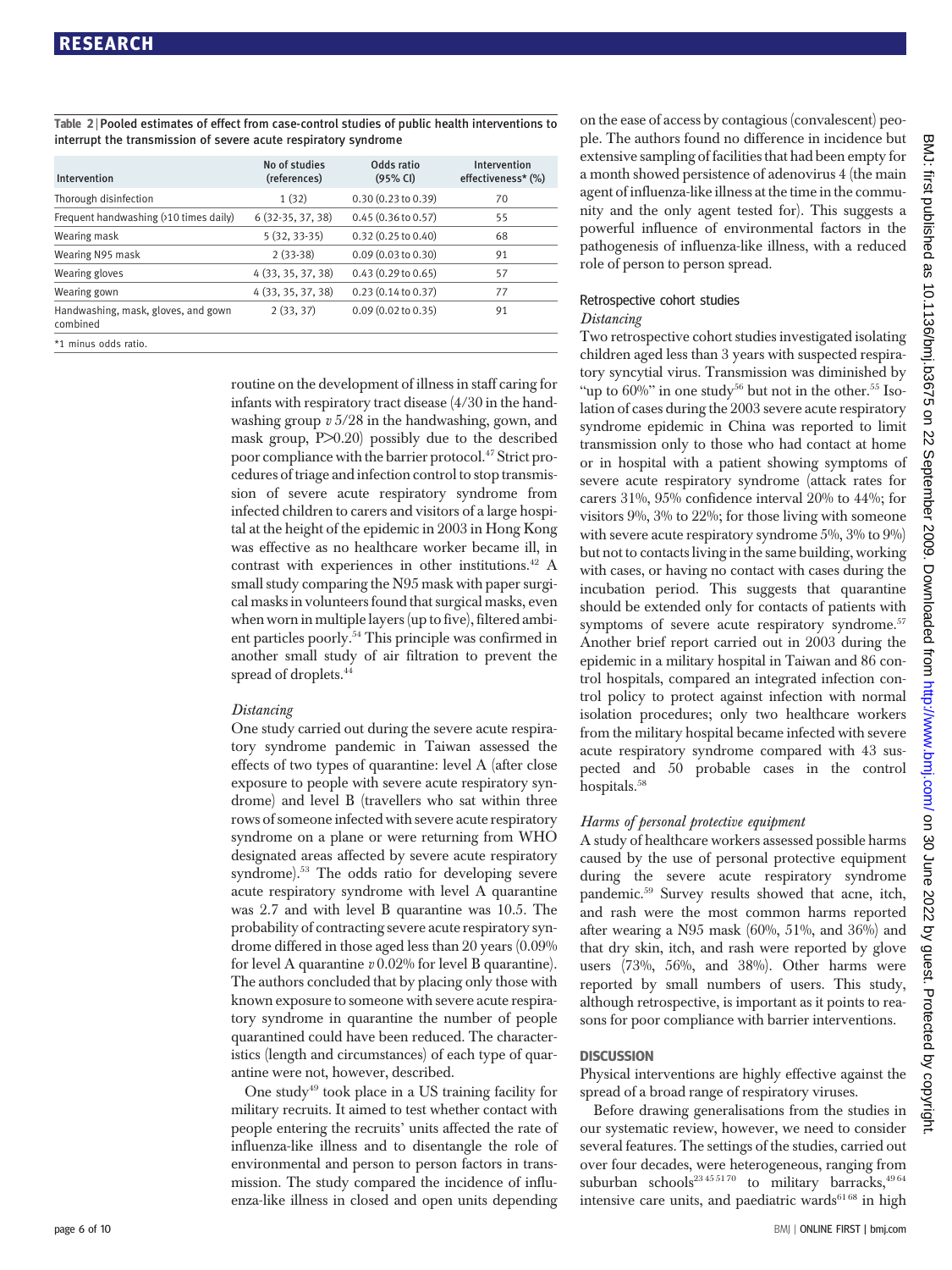Table 2 | Pooled estimates of effect from case-control studies of public health interventions to interrupt the transmission of severe acute respiratory syndrome

| Intervention | No of studies (references) | Odds ratio (95% CI) | Intervention effectiveness* (%) |
|---|---|---|---|
| Thorough disinfection | 1 (32) | 0.30 (0.23 to 0.39) | 70 |
| Frequent handwashing (>10 times daily) | 6 (32-35, 37, 38) | 0.45 (0.36 to 0.57) | 55 |
| Wearing mask | 5 (32, 33-35) | 0.32 (0.25 to 0.40) | 68 |
| Wearing N95 mask | 2 (33-38) | 0.09 (0.03 to 0.30) | 91 |
| Wearing gloves | 4 (33, 35, 37, 38) | 0.43 (0.29 to 0.65) | 57 |
| Wearing gown | 4 (33, 35, 37, 38) | 0.23 (0.14 to 0.37) | 77 |
| Handwashing, mask, gloves, and gown combined | 2 (33, 37) | 0.09 (0.02 to 0.35) | 91 |

*1 minus odds ratio.

routine on the development of illness in staff caring for infants with respiratory tract disease (4/30 in the handwashing group *v* 5/28 in the handwashing, gown, and mask group, P>0.20) possibly due to the described poor compliance with the barrier protocol.[47] Strict procedures of triage and infection control to stop transmission of severe acute respiratory syndrome from infected children to carers and visitors of a large hospital at the height of the epidemic in 2003 in Hong Kong was effective as no healthcare worker became ill, in contrast with experiences in other institutions.[42] A small study comparing the N95 mask with paper surgical masks in volunteers found that surgical masks, even when worn in multiple layers (up to five), filtered ambient particles poorly.[54] This principle was confirmed in another small study of air filtration to prevent the spread of droplets.[44]

*Distancing*

One study carried out during the severe acute respiratory syndrome pandemic in Taiwan assessed the effects of two types of quarantine: level A (after close exposure to people with severe acute respiratory syndrome) and level B (travellers who sat within three rows of someone infected with severe acute respiratory syndrome on a plane or were returning from WHO designated areas affected by severe acute respiratory syndrome).[53] The odds ratio for developing severe acute respiratory syndrome with level A quarantine was 2.7 and with level B quarantine was 10.5. The probability of contracting severe acute respiratory syndrome differed in those aged less than 20 years (0.09% for level A quarantine *v* 0.02% for level B quarantine). The authors concluded that by placing only those with known exposure to someone with severe acute respiratory syndrome in quarantine the number of people quarantined could have been reduced. The characteristics (length and circumstances) of each type of quarantine were not, however, described.

One study[49] took place in a US training facility for military recruits. It aimed to test whether contact with people entering the recruits' units affected the rate of influenza-like illness and to disentangle the role of environmental and person to person factors in transmission. The study compared the incidence of influenza-like illness in closed and open units depending on the ease of access by contagious (convalescent) people. The authors found no difference in incidence but extensive sampling of facilities that had been empty for a month showed persistence of adenovirus 4 (the main agent of influenza-like illness at the time in the community and the only agent tested for). This suggests a powerful influence of environmental factors in the pathogenesis of influenza-like illness, with a reduced role of person to person spread.

### Retrospective cohort studies

*Distancing*

Two retrospective cohort studies investigated isolating children aged less than 3 years with suspected respiratory syncytial virus. Transmission was diminished by "up to 60%" in one study[56] but not in the other.[55] Isolation of cases during the 2003 severe acute respiratory syndrome epidemic in China was reported to limit transmission only to those who had contact at home or in hospital with a patient showing symptoms of severe acute respiratory syndrome (attack rates for carers 31%, 95% confidence interval 20% to 44%; for visitors 9%, 3% to 22%; for those living with someone with severe acute respiratory syndrome 5%, 3% to 9%) but not to contacts living in the same building, working with cases, or having no contact with cases during the incubation period. This suggests that quarantine should be extended only for contacts of patients with symptoms of severe acute respiratory syndrome.[57] Another brief report carried out in 2003 during the epidemic in a military hospital in Taiwan and 86 control hospitals, compared an integrated infection control policy to protect against infection with normal isolation procedures; only two healthcare workers from the military hospital became infected with severe acute respiratory syndrome compared with 43 suspected and 50 probable cases in the control hospitals.[58]

*Harms of personal protective equipment*

A study of healthcare workers assessed possible harms caused by the use of personal protective equipment during the severe acute respiratory syndrome pandemic.[59] Survey results showed that acne, itch, and rash were the most common harms reported after wearing a N95 mask (60%, 51%, and 36%) and that dry skin, itch, and rash were reported by glove users (73%, 56%, and 38%). Other harms were reported by small numbers of users. This study, although retrospective, is important as it points to reasons for poor compliance with barrier interventions.

## DISCUSSION

Physical interventions are highly effective against the spread of a broad range of respiratory viruses.

Before drawing generalisations from the studies in our systematic review, however, we need to consider several features. The settings of the studies, carried out over four decades, were heterogeneous, ranging from suburban schools[23 45 51 70] to military barracks,[49 64] intensive care units, and paediatric wards[61 68] in high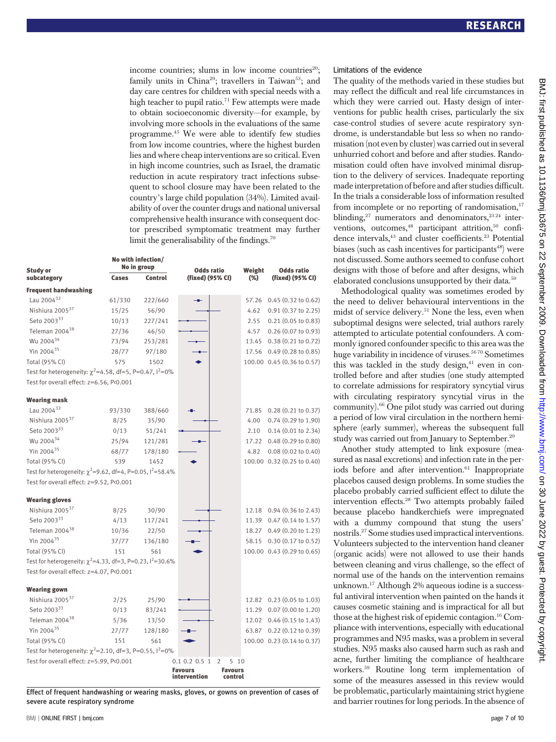income countries; slums in low income countries[20]; family units in China[29]; travellers in Taiwan[53]; and day care centres for children with special needs with a high teacher to pupil ratio.[71] Few attempts were made to obtain socioeconomic diversity—for example, by involving more schools in the evaluations of the same programme.[45] We were able to identify few studies from low income countries, where the highest burden lies and where cheap interventions are so critical. Even in high income countries, such as Israel, the dramatic reduction in acute respiratory tract infections subsequent to school closure may have been related to the country's large child population (34%). Limited availability of over the counter drugs and national universal comprehensive health insurance with consequent doctor prescribed symptomatic treatment may further limit the generalisability of the findings.[70]

| Study or subcategory | No with infection/No in group: Cases | Control | Weight (%) | Odds ratio (fixed) (95% CI) |
|---|---|---|---|---|
| **Frequent handwashing** | | | | |
| Lau 2004[32] | 61/330 | 222/660 | 57.26 | 0.45 (0.32 to 0.62) |
| Nishiura 2005[37] | 15/25 | 56/90 | 4.62 | 0.91 (0.37 to 2.25) |
| Seto 2003[33] | 10/13 | 227/241 | 2.55 | 0.21 (0.05 to 0.83) |
| Teleman 2004[38] | 27/36 | 46/50 | 4.57 | 0.26 (0.07 to 0.93) |
| Wu 2004[34] | 73/94 | 253/281 | 13.45 | 0.38 (0.21 to 0.72) |
| Yin 2004[35] | 28/77 | 97/180 | 17.56 | 0.49 (0.28 to 0.85) |
| Total (95% CI) | 575 | 1502 | 100.00 | 0.45 (0.36 to 0.57) |
| Test for heterogeneity: $\chi^2$=4.58, df=5, P=0.47, $I^2$=0% | | | | |
| Test for overall effect: z=6.56, P<0.001 | | | | |
| **Wearing mask** | | | | |
| Lau 2004[32] | 93/330 | 388/660 | 71.85 | 0.28 (0.21 to 0.37) |
| Nishiura 2005[37] | 8/25 | 35/90 | 4.00 | 0.74 (0.29 to 1.90) |
| Seto 2003[33] | 0/13 | 51/241 | 2.10 | 0.14 (0.01 to 2.34) |
| Wu 2004[34] | 25/94 | 121/281 | 17.22 | 0.48 (0.29 to 0.80) |
| Yin 2004[35] | 68/77 | 178/180 | 4.82 | 0.08 (0.02 to 0.40) |
| Total (95% CI) | 539 | 1452 | 100.00 | 0.32 (0.25 to 0.40) |
| Test for heterogeneity: $\chi^2$=9.62, df=4, P=0.05, $I^2$=58.4% | | | | |
| Test for overall effect: z=9.52, P<0.001 | | | | |
| **Wearing gloves** | | | | |
| Nishiura 2005[37] | 8/25 | 30/90 | 12.18 | 0.94 (0.36 to 2.43) |
| Seto 2003[33] | 4/13 | 117/241 | 11.39 | 0.47 (0.14 to 1.57) |
| Teleman 2004[38] | 10/36 | 22/50 | 18.27 | 0.49 (0.20 to 1.23) |
| Yin 2004[35] | 37/77 | 136/180 | 58.15 | 0.30 (0.17 to 0.52) |
| Total (95% CI) | 151 | 561 | 100.00 | 0.43 (0.29 to 0.65) |
| Test for heterogeneity: $\chi^2$=4.33, df=3, P=0.23, $I^2$=30.6% | | | | |
| Test for overall effect: z=4.07, P<0.001 | | | | |
| **Wearing gown** | | | | |
| Nishiura 2005[37] | 2/25 | 25/90 | 12.82 | 0.23 (0.05 to 1.03) |
| Seto 2003[33] | 0/13 | 83/241 | 11.29 | 0.07 (0.00 to 1.20) |
| Teleman 2004[38] | 5/36 | 13/50 | 12.02 | 0.46 (0.15 to 1.43) |
| Yin 2004[35] | 27/77 | 128/180 | 63.87 | 0.22 (0.12 to 0.39) |
| Total (95% CI) | 151 | 561 | 100.00 | 0.23 (0.14 to 0.37) |
| Test for heterogeneity: $\chi^2$=2.10, df=3, P=0.55, $I^2$=0% | | | | |
| Test for overall effect: z=5.99, P<0.001 | | | | |

Odds ratio (fixed) (95% CI) axis: 0.1 0.2 0.5 1 2 5 10; Favours intervention / Favours control

Effect of frequent handwashing or wearing masks, gloves, or gowns on prevention of cases of severe acute respiratory syndrome

### Limitations of the evidence

The quality of the methods varied in these studies but may reflect the difficult and real life circumstances in which they were carried out. Hasty design of interventions for public health crises, particularly the six case-control studies of severe acute respiratory syndrome, is understandable but less so when no randomisation (not even by cluster) was carried out in several unhurried cohort and before and after studies. Randomisation could often have involved minimal disruption to the delivery of services. Inadequate reporting made interpretation of before and after studies difficult. In the trials a considerable loss of information resulted from incomplete or no reporting of randomisation,[17] blinding,[27] numerators and denominators,[23 24] interventions, outcomes,[48] participant attrition,[50] confidence intervals,[43] and cluster coefficients.[23] Potential biases (such as cash incentives for participants[48]) were not discussed. Some authors seemed to confuse cohort designs with those of before and after designs, which elaborated conclusions unsupported by their data.[50]

Methodological quality was sometimes eroded by the need to deliver behavioural interventions in the midst of service delivery.[51] None the less, even when suboptimal designs were selected, trial authors rarely attempted to articulate potential confounders. A commonly ignored confounder specific to this area was the huge variability in incidence of viruses.[56 70] Sometimes this was tackled in the study design,[41] even in controlled before and after studies (one study attempted to correlate admissions for respiratory syncytial virus with circulating respiratory syncytial virus in the community).[66] One pilot study was carried out during a period of low viral circulation in the northern hemisphere (early summer), whereas the subsequent full study was carried out from January to September.[29]

Another study attempted to link exposure (measured as nasal excretions) and infection rate in the periods before and after intervention.[61] Inappropriate placebos caused design problems. In some studies the placebo probably carried sufficient effect to dilute the intervention effects.[28] Two attempts probably failed because placebo handkerchiefs were impregnated with a dummy compound that stung the users' nostrils.[27] Some studies used impractical interventions. Volunteers subjected to the intervention hand cleaner (organic acids) were not allowed to use their hands between cleaning and virus challenge, so the effect of normal use of the hands on the intervention remains unknown.[17] Although 2% aqueous iodine is a successful antiviral intervention when painted on the hands it causes cosmetic staining and is impractical for all but those at the highest risk of epidemic contagion.[16] Compliance with interventions, especially with educational programmes and N95 masks, was a problem in several studies. N95 masks also caused harm such as rash and acne, further limiting the compliance of healthcare workers.[59] Routine long term implementation of some of the measures assessed in this review would be problematic, particularly maintaining strict hygiene and barrier routines for long periods. In the absence of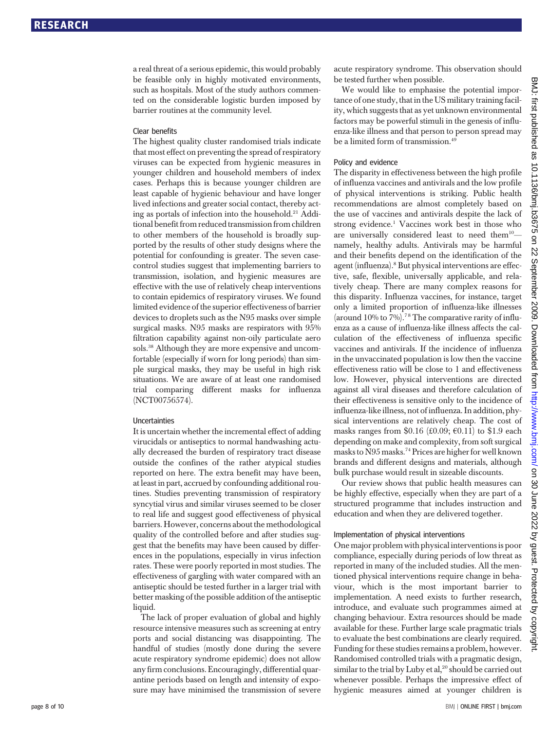a real threat of a serious epidemic, this would probably be feasible only in highly motivated environments, such as hospitals. Most of the study authors commented on the considerable logistic burden imposed by barrier routines at the community level.

### Clear benefits

The highest quality cluster randomised trials indicate that most effect on preventing the spread of respiratory viruses can be expected from hygienic measures in younger children and household members of index cases. Perhaps this is because younger children are least capable of hygienic behaviour and have longer lived infections and greater social contact, thereby acting as portals of infection into the household.[21] Additional benefit from reduced transmission from children to other members of the household is broadly supported by the results of other study designs where the potential for confounding is greater. The seven case-control studies suggest that implementing barriers to transmission, isolation, and hygienic measures are effective with the use of relatively cheap interventions to contain epidemics of respiratory viruses. We found limited evidence of the superior effectiveness of barrier devices to droplets such as the N95 masks over simple surgical masks. N95 masks are respirators with 95% filtration capability against non-oily particulate aerosols.[38] Although they are more expensive and uncomfortable (especially if worn for long periods) than simple surgical masks, they may be useful in high risk situations. We are aware of at least one randomised trial comparing different masks for influenza (NCT00756574).

### Uncertainties

It is uncertain whether the incremental effect of adding virucidals or antiseptics to normal handwashing actually decreased the burden of respiratory tract disease outside the confines of the rather atypical studies reported on here. The extra benefit may have been, at least in part, accrued by confounding additional routines. Studies preventing transmission of respiratory syncytial virus and similar viruses seemed to be closer to real life and suggest good effectiveness of physical barriers. However, concerns about the methodological quality of the controlled before and after studies suggest that the benefits may have been caused by differences in the populations, especially in virus infection rates. These were poorly reported in most studies. The effectiveness of gargling with water compared with an antiseptic should be tested further in a larger trial with better masking of the possible addition of the antiseptic liquid.

The lack of proper evaluation of global and highly resource intensive measures such as screening at entry ports and social distancing was disappointing. The handful of studies (mostly done during the severe acute respiratory syndrome epidemic) does not allow any firm conclusions. Encouragingly, differential quarantine periods based on length and intensity of exposure may have minimised the transmission of severe acute respiratory syndrome. This observation should be tested further when possible.

We would like to emphasise the potential importance of one study, that in the US military training facility, which suggests that as yet unknown environmental factors may be powerful stimuli in the genesis of influenza-like illness and that person to person spread may be a limited form of transmission.[49]

### Policy and evidence

The disparity in effectiveness between the high profile of influenza vaccines and antivirals and the low profile of physical interventions is striking. Public health recommendations are almost completely based on the use of vaccines and antivirals despite the lack of strong evidence.[1] Vaccines work best in those who are universally considered least to need them[10]—namely, healthy adults. Antivirals may be harmful and their benefits depend on the identification of the agent (influenza).[8] But physical interventions are effective, safe, flexible, universally applicable, and relatively cheap. There are many complex reasons for this disparity. Influenza vaccines, for instance, target only a limited proportion of influenza-like illnesses (around 10% to 7%).[7,8] The comparative rarity of influenza as a cause of influenza-like illness affects the calculation of the effectiveness of influenza specific vaccines and antivirals. If the incidence of influenza in the unvaccinated population is low then the vaccine effectiveness ratio will be close to 1 and effectiveness low. However, physical interventions are directed against all viral diseases and therefore calculation of their effectiveness is sensitive only to the incidence of influenza-like illness, not of influenza. In addition, physical interventions are relatively cheap. The cost of masks ranges from $0.16 (£0.09; €0.11) to $1.9 each depending on make and complexity, from soft surgical masks to N95 masks.[74] Prices are higher for well known brands and different designs and materials, although bulk purchase would result in sizeable discounts.

Our review shows that public health measures can be highly effective, especially when they are part of a structured programme that includes instruction and education and when they are delivered together.

### Implementation of physical interventions

One major problem with physical interventions is poor compliance, especially during periods of low threat as reported in many of the included studies. All the mentioned physical interventions require change in behaviour, which is the most important barrier to implementation. A need exists to further research, introduce, and evaluate such programmes aimed at changing behaviour. Extra resources should be made available for these. Further large scale pragmatic trials to evaluate the best combinations are clearly required. Funding for these studies remains a problem, however. Randomised controlled trials with a pragmatic design, similar to the trial by Luby et al,[20] should be carried out whenever possible. Perhaps the impressive effect of hygienic measures aimed at younger children is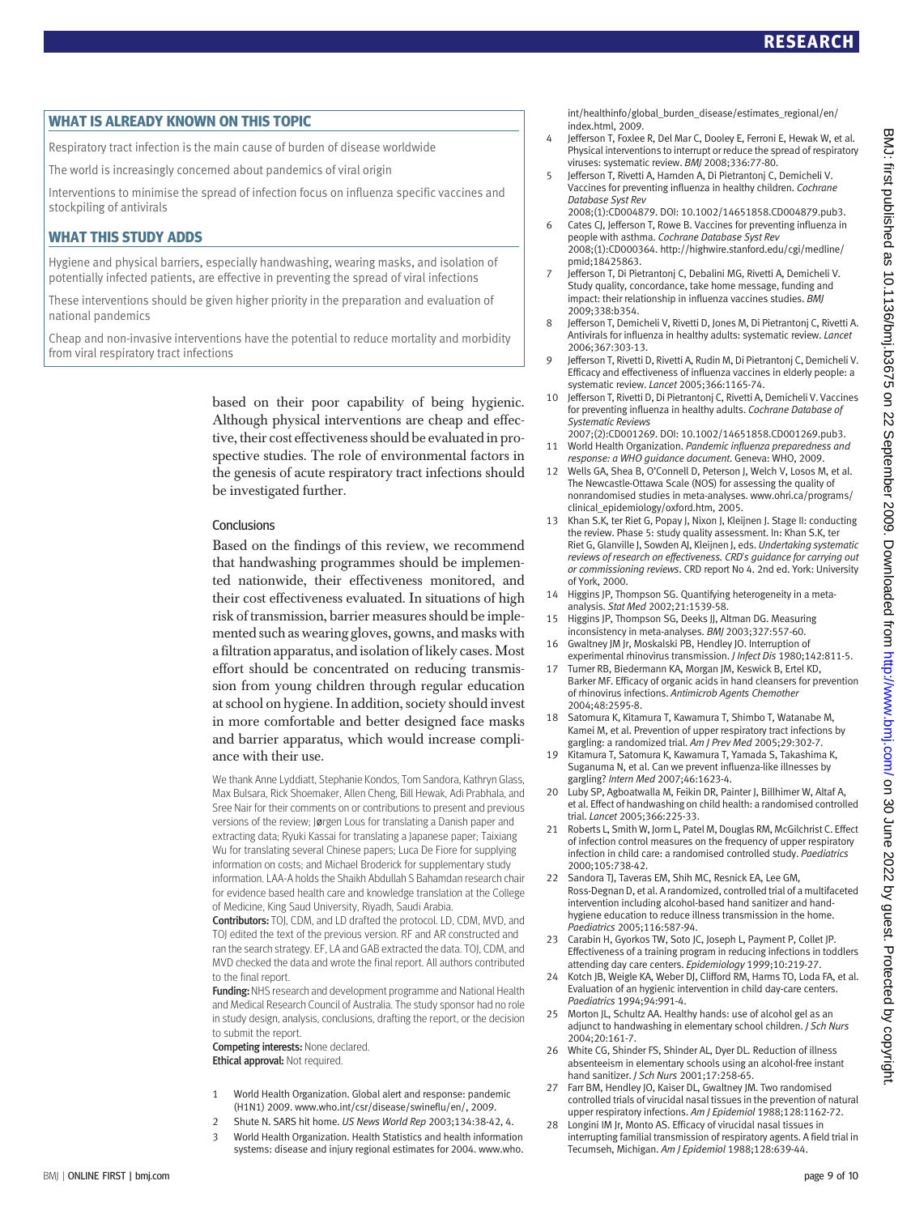## WHAT IS ALREADY KNOWN ON THIS TOPIC

Respiratory tract infection is the main cause of burden of disease worldwide

The world is increasingly concerned about pandemics of viral origin

Interventions to minimise the spread of infection focus on influenza specific vaccines and stockpiling of antivirals

## WHAT THIS STUDY ADDS

Hygiene and physical barriers, especially handwashing, wearing masks, and isolation of potentially infected patients, are effective in preventing the spread of viral infections

These interventions should be given higher priority in the preparation and evaluation of national pandemics

Cheap and non-invasive interventions have the potential to reduce mortality and morbidity from viral respiratory tract infections

based on their poor capability of being hygienic. Although physical interventions are cheap and effective, their cost effectiveness should be evaluated in prospective studies. The role of environmental factors in the genesis of acute respiratory tract infections should be investigated further.

### Conclusions

Based on the findings of this review, we recommend that handwashing programmes should be implemented nationwide, their effectiveness monitored, and their cost effectiveness evaluated. In situations of high risk of transmission, barrier measures should be implemented such as wearing gloves, gowns, and masks with a filtration apparatus, and isolation of likely cases. Most effort should be concentrated on reducing transmission from young children through regular education at school on hygiene. In addition, society should invest in more comfortable and better designed face masks and barrier apparatus, which would increase compliance with their use.

We thank Anne Lyddiatt, Stephanie Kondos, Tom Sandora, Kathryn Glass, Max Bulsara, Rick Shoemaker, Allen Cheng, Bill Hewak, Adi Prabhala, and Sree Nair for their comments on or contributions to present and previous versions of the review; Jørgen Lous for translating a Danish paper and extracting data; Ryuki Kassai for translating a Japanese paper; Taixiang Wu for translating several Chinese papers; Luca De Fiore for supplying information on costs; and Michael Broderick for supplementary study information. LAA-A holds the Shaikh Abdullah S Bahamdan research chair for evidence based health care and knowledge translation at the College of Medicine, King Saud University, Riyadh, Saudi Arabia.

**Contributors:** TOJ, CDM, and LD drafted the protocol. LD, CDM, MVD, and TOJ edited the text of the previous version. RF and AR constructed and ran the search strategy. EF, LA and GAB extracted the data. TOJ, CDM, and MVD checked the data and wrote the final report. All authors contributed to the final report.

**Funding:** NHS research and development programme and National Health and Medical Research Council of Australia. The study sponsor had no role in study design, analysis, conclusions, drafting the report, or the decision to submit the report.

**Competing interests:** None declared.

**Ethical approval:** Not required.

1. World Health Organization. Global alert and response: pandemic (H1N1) 2009. www.who.int/csr/disease/swineflu/en/, 2009.
2. Shute N. SARS hit home. *US News World Rep* 2003;134:38-42, 4.
3. World Health Organization. Health Statistics and health information systems: disease and injury regional estimates for 2004. www.who.int/healthinfo/global_burden_disease/estimates_regional/en/index.html, 2009.
4. Jefferson T, Foxlee R, Del Mar C, Dooley E, Ferroni E, Hewak W, et al. Physical interventions to interrupt or reduce the spread of respiratory viruses: systematic review. *BMJ* 2008;336:77-80.
5. Jefferson T, Rivetti A, Harnden A, Di Pietrantonj C, Demicheli V. Vaccines for preventing influenza in healthy children. *Cochrane Database Syst Rev* 2008;(1):CD004879. DOI: 10.1002/14651858.CD004879.pub3.
6. Cates CJ, Jefferson T, Rowe B. Vaccines for preventing influenza in people with asthma. *Cochrane Database Syst Rev* 2008;(1):CD000364. http://highwire.stanford.edu/cgi/medline/pmid;18425863.
7. Jefferson T, Di Pietrantonj C, Debalini MG, Rivetti A, Demicheli V. Study quality, concordance, take home message, funding and impact: their relationship in influenza vaccines studies. *BMJ* 2009;338:b354.
8. Jefferson T, Demicheli V, Rivetti D, Jones M, Di Pietrantonj C, Rivetti A. Antivirals for influenza in healthy adults: systematic review. *Lancet* 2006;367:303-13.
9. Jefferson T, Rivetti D, Rivetti A, Rudin M, Di Pietrantonj C, Demicheli V. Efficacy and effectiveness of influenza vaccines in elderly people: a systematic review. *Lancet* 2005;366:1165-74.
10. Jefferson T, Rivetti D, Di Pietrantonj C, Rivetti A, Demicheli V. Vaccines for preventing influenza in healthy adults. *Cochrane Database of Systematic Reviews* 2007;(2):CD001269. DOI: 10.1002/14651858.CD001269.pub3.
11. World Health Organization. *Pandemic influenza preparedness and response: a WHO guidance document.* Geneva: WHO, 2009.
12. Wells GA, Shea B, O'Connell D, Peterson J, Welch V, Losos M, et al. The Newcastle-Ottawa Scale (NOS) for assessing the quality of nonrandomised studies in meta-analyses. www.ohri.ca/programs/clinical_epidemiology/oxford.htm, 2005.
13. Khan S.K, ter Riet G, Popay J, Nixon J, Kleijnen J. Stage II: conducting the review. Phase 5: study quality assessment. In: Khan S.K, ter Riet G, Glanville J, Sowden AJ, Kleijnen J, eds. *Undertaking systematic reviews of research on effectiveness. CRD's guidance for carrying out or commissioning reviews*. CRD report No 4. 2nd ed. York: University of York, 2000.
14. Higgins JP, Thompson SG. Quantifying heterogeneity in a meta-analysis. *Stat Med* 2002;21:1539-58.
15. Higgins JP, Thompson SG, Deeks JJ, Altman DG. Measuring inconsistency in meta-analyses. *BMJ* 2003;327:557-60.
16. Gwaltney JM Jr, Moskalski PB, Hendley JO. Interruption of experimental rhinovirus transmission. *J Infect Dis* 1980;142:811-5.
17. Turner RB, Biedermann KA, Morgan JM, Keswick B, Ertel KD, Barker MF. Efficacy of organic acids in hand cleansers for prevention of rhinovirus infections. *Antimicrob Agents Chemother* 2004;48:2595-8.
18. Satomura K, Kitamura T, Kawamura T, Shimbo T, Watanabe M, Kamei M, et al. Prevention of upper respiratory tract infections by gargling: a randomized trial. *Am J Prev Med* 2005;29:302-7.
19. Kitamura T, Satomura K, Kawamura T, Yamada S, Takashima K, Suganuma N, et al. Can we prevent influenza-like illnesses by gargling? *Intern Med* 2007;46:1623-4.
20. Luby SP, Agboatwalla M, Feikin DR, Painter J, Billhimer W, Altaf A, et al. Effect of handwashing on child health: a randomised controlled trial. *Lancet* 2005;366:225-33.
21. Roberts L, Smith W, Jorm L, Patel M, Douglas RM, McGilchrist C. Effect of infection control measures on the frequency of upper respiratory infection in child care: a randomised controlled study. *Paediatrics* 2000;105:738-42.
22. Sandora TJ, Taveras EM, Shih MC, Resnick EA, Lee GM, Ross-Degnan D, et al. A randomized, controlled trial of a multifaceted intervention including alcohol-based hand sanitizer and hand-hygiene education to reduce illness transmission in the home. *Paediatrics* 2005;116:587-94.
23. Carabin H, Gyorkos TW, Soto JC, Joseph L, Payment P, Collet JP. Effectiveness of a training program in reducing infections in toddlers attending day care centers. *Epidemiology* 1999;10:219-27.
24. Kotch JB, Weigle KA, Weber DJ, Clifford RM, Harms TO, Loda FA, et al. Evaluation of an hygienic intervention in child day-care centers. *Paediatrics* 1994;94:991-4.
25. Morton JL, Schultz AA. Healthy hands: use of alcohol gel as an adjunct to handwashing in elementary school children. *J Sch Nurs* 2004;20:161-7.
26. White CG, Shinder FS, Shinder AL, Dyer DL. Reduction of illness absenteeism in elementary schools using an alcohol-free instant hand sanitizer. *J Sch Nurs* 2001;17:258-65.
27. Farr BM, Hendley JO, Kaiser DL, Gwaltney JM. Two randomised controlled trials of virucidal nasal tissues in the prevention of natural upper respiratory infections. *Am J Epidemiol* 1988;128:1162-72.
28. Longini IM Jr, Monto AS. Efficacy of virucidal nasal tissues in interrupting familial transmission of respiratory agents. A field trial in Tecumseh, Michigan. *Am J Epidemiol* 1988;128:639-44.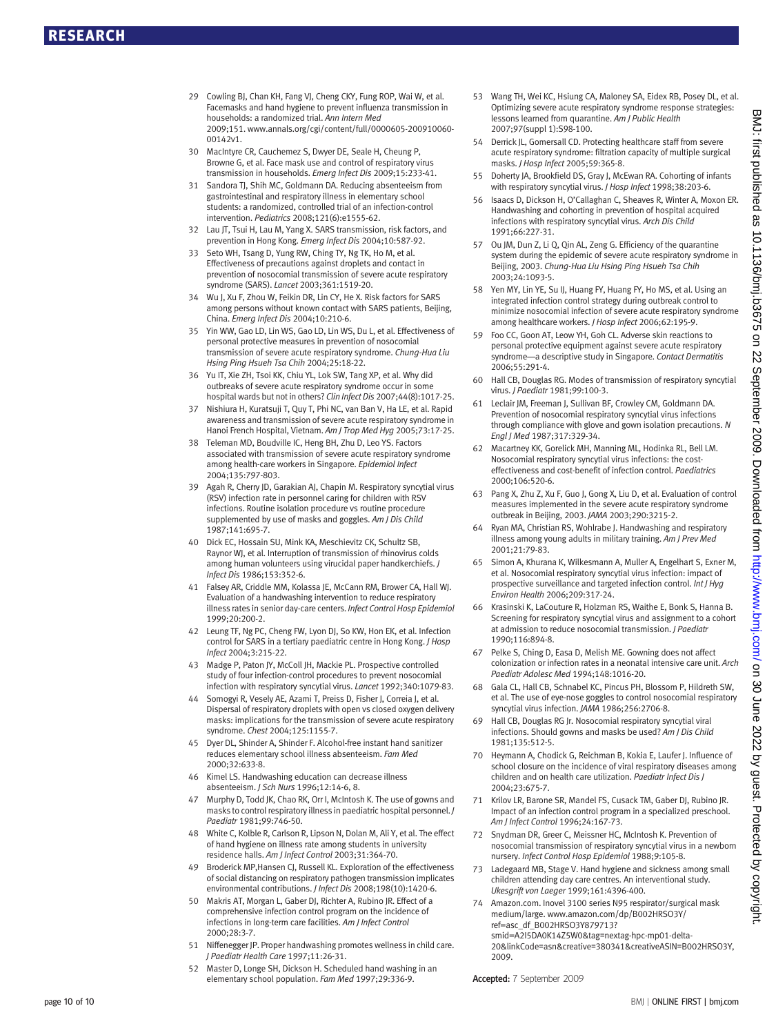29 Cowling BJ, Chan KH, Fang VJ, Cheng CKY, Fung ROP, Wai W, et al. Facemasks and hand hygiene to prevent influenza transmission in households: a randomized trial. *Ann Intern Med* 2009;151. www.annals.org/cgi/content/full/0000605-200910060-00142v1.

30 MacIntyre CR, Cauchemez S, Dwyer DE, Seale H, Cheung P, Browne G, et al. Face mask use and control of respiratory virus transmission in households. *Emerg Infect Dis* 2009;15:233-41.

31 Sandora TJ, Shih MC, Goldmann DA. Reducing absenteeism from gastrointestinal and respiratory illness in elementary school students: a randomized, controlled trial of an infection-control intervention. *Pediatrics* 2008;121(6):e1555-62.

32 Lau JT, Tsui H, Lau M, Yang X. SARS transmission, risk factors, and prevention in Hong Kong. *Emerg Infect Dis* 2004;10:587-92.

33 Seto WH, Tsang D, Yung RW, Ching TY, Ng TK, Ho M, et al. Effectiveness of precautions against droplets and contact in prevention of nosocomial transmission of severe acute respiratory syndrome (SARS). *Lancet* 2003;361:1519-20.

34 Wu J, Xu F, Zhou W, Feikin DR, Lin CY, He X. Risk factors for SARS among persons without known contact with SARS patients, Beijing, China. *Emerg Infect Dis* 2004;10:210-6.

35 Yin WW, Gao LD, Lin WS, Gao LD, Lin WS, Du L, et al. Effectiveness of personal protective measures in prevention of nosocomial transmission of severe acute respiratory syndrome. *Chung-Hua Liu Hsing Ping Hsueh Tsa Chih* 2004;25:18-22.

36 Yu IT, Xie ZH, Tsoi KK, Chiu YL, Lok SW, Tang XP, et al. Why did outbreaks of severe acute respiratory syndrome occur in some hospital wards but not in others? *Clin Infect Dis* 2007;44(8):1017-25.

37 Nishiura H, Kuratsuji T, Quy T, Phi NC, van Ban V, Ha LE, et al. Rapid awareness and transmission of severe acute respiratory syndrome in Hanoi French Hospital, Vietnam. *Am J Trop Med Hyg* 2005;73:17-25.

38 Teleman MD, Boudville IC, Heng BH, Zhu D, Leo YS. Factors associated with transmission of severe acute respiratory syndrome among health-care workers in Singapore. *Epidemiol Infect* 2004;135:797-803.

39 Agah R, Cherry JD, Garakian AJ, Chapin M. Respiratory syncytial virus (RSV) infection rate in personnel caring for children with RSV infections. Routine isolation procedure vs routine procedure supplemented by use of masks and goggles. *Am J Dis Child* 1987;141:695-7.

40 Dick EC, Hossain SU, Mink KA, Meschievitz CK, Schultz SB, Raynor WJ, et al. Interruption of transmission of rhinovirus colds among human volunteers using virucidal paper handkerchiefs. *J Infect Dis* 1986;153:352-6.

41 Falsey AR, Criddle MM, Kolassa JE, McCann RM, Brower CA, Hall WJ. Evaluation of a handwashing intervention to reduce respiratory illness rates in senior day-care centers. *Infect Control Hosp Epidemiol* 1999;20:200-2.

42 Leung TF, Ng PC, Cheng FW, Lyon DJ, So KW, Hon EK, et al. Infection control for SARS in a tertiary paediatric centre in Hong Kong. *J Hosp Infect* 2004;3:215-22.

43 Madge P, Paton JY, McColl JH, Mackie PL. Prospective controlled study of four infection-control procedures to prevent nosocomial infection with respiratory syncytial virus. *Lancet* 1992;340:1079-83.

44 Somogyi R, Vesely AE, Azami T, Preiss D, Fisher J, Correia J, et al. Dispersal of respiratory droplets with open vs closed oxygen delivery masks: implications for the transmission of severe acute respiratory syndrome. *Chest* 2004;125:1155-7.

45 Dyer DL, Shinder A, Shinder F. Alcohol-free instant hand sanitizer reduces elementary school illness absenteeism. *Fam Med* 2000;32:633-8.

46 Kimel LS. Handwashing education can decrease illness absenteeism. *J Sch Nurs* 1996;12:14-6, 8.

47 Murphy D, Todd JK, Chao RK, Orr I, McIntosh K. The use of gowns and masks to control respiratory illness in paediatric hospital personnel. *J Paediatr* 1981;99:746-50.

48 White C, Kolble R, Carlson R, Lipson N, Dolan M, Ali Y, et al. The effect of hand hygiene on illness rate among students in university residence halls. *Am J Infect Control* 2003;31:364-70.

49 Broderick MP,Hansen CJ, Russell KL. Exploration of the effectiveness of social distancing on respiratory pathogen transmission implicates environmental contributions. *J Infect Dis* 2008;198(10):1420-6.

50 Makris AT, Morgan L, Gaber DJ, Richter A, Rubino JR. Effect of a comprehensive infection control program on the incidence of infections in long-term care facilities. *Am J Infect Control* 2000;28:3-7.

51 Niffenegger JP. Proper handwashing promotes wellness in child care. *J Paediatr Health Care* 1997;11:26-31.

52 Master D, Longe SH, Dickson H. Scheduled hand washing in an elementary school population. *Fam Med* 1997;29:336-9.

53 Wang TH, Wei KC, Hsiung CA, Maloney SA, Eidex RB, Posey DL, et al. Optimizing severe acute respiratory syndrome response strategies: lessons learned from quarantine. *Am J Public Health* 2007;97(suppl 1):S98-100.

54 Derrick JL, Gomersall CD. Protecting healthcare staff from severe acute respiratory syndrome: filtration capacity of multiple surgical masks. *J Hosp Infect* 2005;59:365-8.

55 Doherty JA, Brookfield DS, Gray J, McEwan RA. Cohorting of infants with respiratory syncytial virus. *J Hosp Infect* 1998;38:203-6.

56 Isaacs D, Dickson H, O'Callaghan C, Sheaves R, Winter A, Moxon ER. Handwashing and cohorting in prevention of hospital acquired infections with respiratory syncytial virus. *Arch Dis Child* 1991;66:227-31.

57 Ou JM, Dun Z, Li Q, Qin AL, Zeng G. Efficiency of the quarantine system during the epidemic of severe acute respiratory syndrome in Beijing, 2003. *Chung-Hua Liu Hsing Ping Hsueh Tsa Chih* 2003;24:1093-5.

58 Yen MY, Lin YE, Su IJ, Huang FY, Huang FY, Ho MS, et al. Using an integrated infection control strategy during outbreak control to minimize nosocomial infection of severe acute respiratory syndrome among healthcare workers. *J Hosp Infect* 2006;62:195-9.

59 Foo CC, Goon AT, Leow YH, Goh CL. Adverse skin reactions to personal protective equipment against severe acute respiratory syndrome—a descriptive study in Singapore. *Contact Dermatitis* 2006;55:291-4.

60 Hall CB, Douglas RG. Modes of transmission of respiratory syncytial virus. *J Paediatr* 1981;99:100-3.

61 Leclair JM, Freeman J, Sullivan BF, Crowley CM, Goldmann DA. Prevention of nosocomial respiratory syncytial virus infections through compliance with glove and gown isolation precautions. *N Engl J Med* 1987;317:329-34.

62 Macartney KK, Gorelick MH, Manning ML, Hodinka RL, Bell LM. Nosocomial respiratory syncytial virus infections: the cost-effectiveness and cost-benefit of infection control. *Paediatrics* 2000;106:520-6.

63 Pang X, Zhu Z, Xu F, Guo J, Gong X, Liu D, et al. Evaluation of control measures implemented in the severe acute respiratory syndrome outbreak in Beijing, 2003. *JAMA* 2003;290:3215-2.

64 Ryan MA, Christian RS, Wohlrabe J. Handwashing and respiratory illness among young adults in military training. *Am J Prev Med* 2001;21:79-83.

65 Simon A, Khurana K, Wilkesmann A, Muller A, Engelhart S, Exner M, et al. Nosocomial respiratory syncytial virus infection: impact of prospective surveillance and targeted infection control. *Int J Hyg Environ Health* 2006;209:317-24.

66 Krasinski K, LaCouture R, Holzman RS, Waithe E, Bonk S, Hanna B. Screening for respiratory syncytial virus and assignment to a cohort at admission to reduce nosocomial transmission. *J Paediatr* 1990;116:894-8.

67 Pelke S, Ching D, Easa D, Melish ME. Gowning does not affect colonization or infection rates in a neonatal intensive care unit. *Arch Paediatr Adolesc Med* 1994;148:1016-20.

68 Gala CL, Hall CB, Schnabel KC, Pincus PH, Blossom P, Hildreth SW, et al. The use of eye-nose goggles to control nosocomial respiratory syncytial virus infection. *JAMA* 1986;256:2706-8.

69 Hall CB, Douglas RG Jr. Nosocomial respiratory syncytial viral infections. Should gowns and masks be used? *Am J Dis Child* 1981;135:512-5.

70 Heymann A, Chodick G, Reichman B, Kokia E, Laufer J. Influence of school closure on the incidence of viral respiratory diseases among children and on health care utilization. *Paediatr Infect Dis J* 2004;23:675-7.

71 Krilov LR, Barone SR, Mandel FS, Cusack TM, Gaber DJ, Rubino JR. Impact of an infection control program in a specialized preschool. *Am J Infect Control* 1996;24:167-73.

72 Snydman DR, Greer C, Meissner HC, McIntosh K. Prevention of nosocomial transmission of respiratory syncytial virus in a newborn nursery. *Infect Control Hosp Epidemiol* 1988;9:105-8.

73 Ladegaard MB, Stage V. Hand hygiene and sickness among small children attending day care centres. An interventional study. *Ukesgrift von Laeger* 1999;161:4396-400.

74 Amazon.com. Inovel 3100 series N95 respirator/surgical mask medium/large. www.amazon.com/dp/B002HRSO3Y/ref=asc_df_B002HRSO3Y879713?smid=A2I5DA0K14Z5W0&tag=nextag-hpc-mp01-delta-20&linkCode=asn&creative=380341&creativeASIN=B002HRSO3Y, 2009.

**Accepted:** 7 September 2009